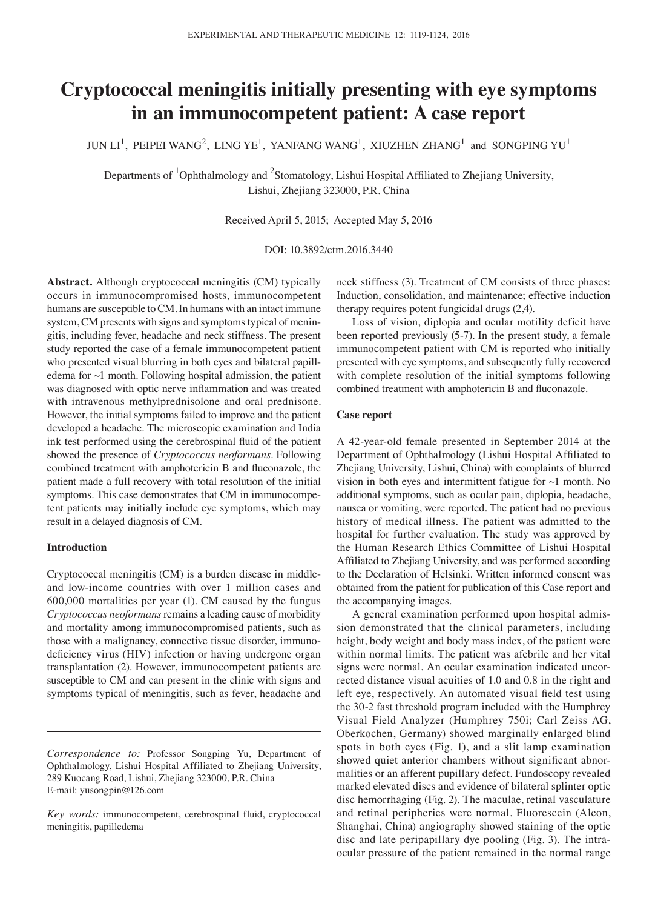# Cryptococcal meningitis initially presenting with eye symptoms in an immunocompetent patient: A case report

JUN LI[1], PEIPEI WANG[2], LING YE[1], YANFANG WANG[1], XIUZHEN ZHANG[1] and SONGPING YU[1]

Departments of [1]Ophthalmology and [2]Stomatology, Lishui Hospital Affiliated to Zhejiang University, Lishui, Zhejiang 323000, P.R. China

Received April 5, 2015; Accepted May 5, 2016

DOI: 10.3892/etm.2016.3440

**Abstract.** Although cryptococcal meningitis (CM) typically occurs in immunocompromised hosts, immunocompetent humans are susceptible to CM. In humans with an intact immune system, CM presents with signs and symptoms typical of meningitis, including fever, headache and neck stiffness. The present study reported the case of a female immunocompetent patient who presented visual blurring in both eyes and bilateral papilledema for ~1 month. Following hospital admission, the patient was diagnosed with optic nerve inflammation and was treated with intravenous methylprednisolone and oral prednisone. However, the initial symptoms failed to improve and the patient developed a headache. The microscopic examination and India ink test performed using the cerebrospinal fluid of the patient showed the presence of *Cryptococcus neoformans*. Following combined treatment with amphotericin B and fluconazole, the patient made a full recovery with total resolution of the initial symptoms. This case demonstrates that CM in immunocompetent patients may initially include eye symptoms, which may result in a delayed diagnosis of CM.

## Introduction

Cryptococcal meningitis (CM) is a burden disease in middle- and low-income countries with over 1 million cases and 600,000 mortalities per year (1). CM caused by the fungus *Cryptococcus neoformans* remains a leading cause of morbidity and mortality among immunocompromised patients, such as those with a malignancy, connective tissue disorder, immunodeficiency virus (HIV) infection or having undergone organ transplantation (2). However, immunocompetent patients are susceptible to CM and can present in the clinic with signs and symptoms typical of meningitis, such as fever, headache and neck stiffness (3). Treatment of CM consists of three phases: Induction, consolidation, and maintenance; effective induction therapy requires potent fungicidal drugs (2,4).

Loss of vision, diplopia and ocular motility deficit have been reported previously (5-7). In the present study, a female immunocompetent patient with CM is reported who initially presented with eye symptoms, and subsequently fully recovered with complete resolution of the initial symptoms following combined treatment with amphotericin B and fluconazole.

## Case report

A 42-year-old female presented in September 2014 at the Department of Ophthalmology (Lishui Hospital Affiliated to Zhejiang University, Lishui, China) with complaints of blurred vision in both eyes and intermittent fatigue for ~1 month. No additional symptoms, such as ocular pain, diplopia, headache, nausea or vomiting, were reported. The patient had no previous history of medical illness. The patient was admitted to the hospital for further evaluation. The study was approved by the Human Research Ethics Committee of Lishui Hospital Affiliated to Zhejiang University, and was performed according to the Declaration of Helsinki. Written informed consent was obtained from the patient for publication of this Case report and the accompanying images.

A general examination performed upon hospital admission demonstrated that the clinical parameters, including height, body weight and body mass index, of the patient were within normal limits. The patient was afebrile and her vital signs were normal. An ocular examination indicated uncorrected distance visual acuities of 1.0 and 0.8 in the right and left eye, respectively. An automated visual field test using the 30-2 fast threshold program included with the Humphrey Visual Field Analyzer (Humphrey 750i; Carl Zeiss AG, Oberkochen, Germany) showed marginally enlarged blind spots in both eyes (Fig. 1), and a slit lamp examination showed quiet anterior chambers without significant abnormalities or an afferent pupillary defect. Fundoscopy revealed marked elevated discs and evidence of bilateral splinter optic disc hemorrhaging (Fig. 2). The maculae, retinal vasculature and retinal peripheries were normal. Fluorescein (Alcon, Shanghai, China) angiography showed staining of the optic disc and late peripapillary dye pooling (Fig. 3). The intraocular pressure of the patient remained in the normal range

*Correspondence to:* Professor Songping Yu, Department of Ophthalmology, Lishui Hospital Affiliated to Zhejiang University, 289 Kuocang Road, Lishui, Zhejiang 323000, P.R. China
E-mail: yusongpin@126.com

*Key words:* immunocompetent, cerebrospinal fluid, cryptococcal meningitis, papilledema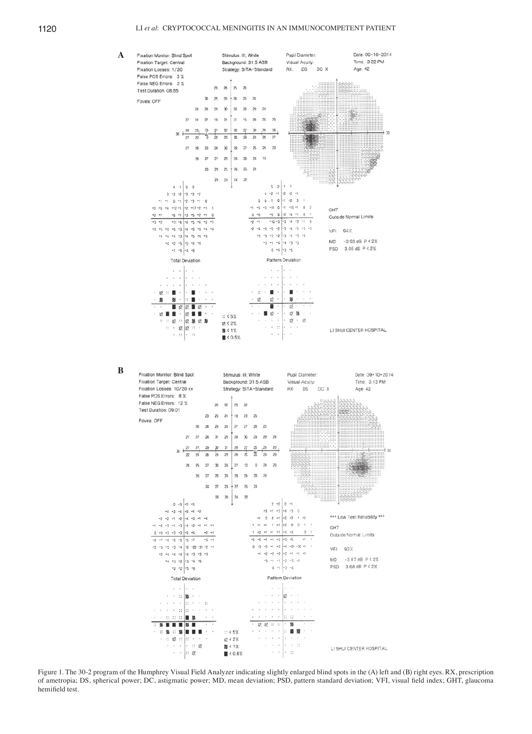Figure 1. The 30-2 program of the Humphrey Visual Field Analyzer indicating slightly enlarged blind spots in the (A) left and (B) right eyes. RX, prescription of ametropia; DS, spherical power; DC, astigmatic power; MD, mean deviation; PSD, pattern standard deviation; VFI, visual field index; GHT, glaucoma hemifield test.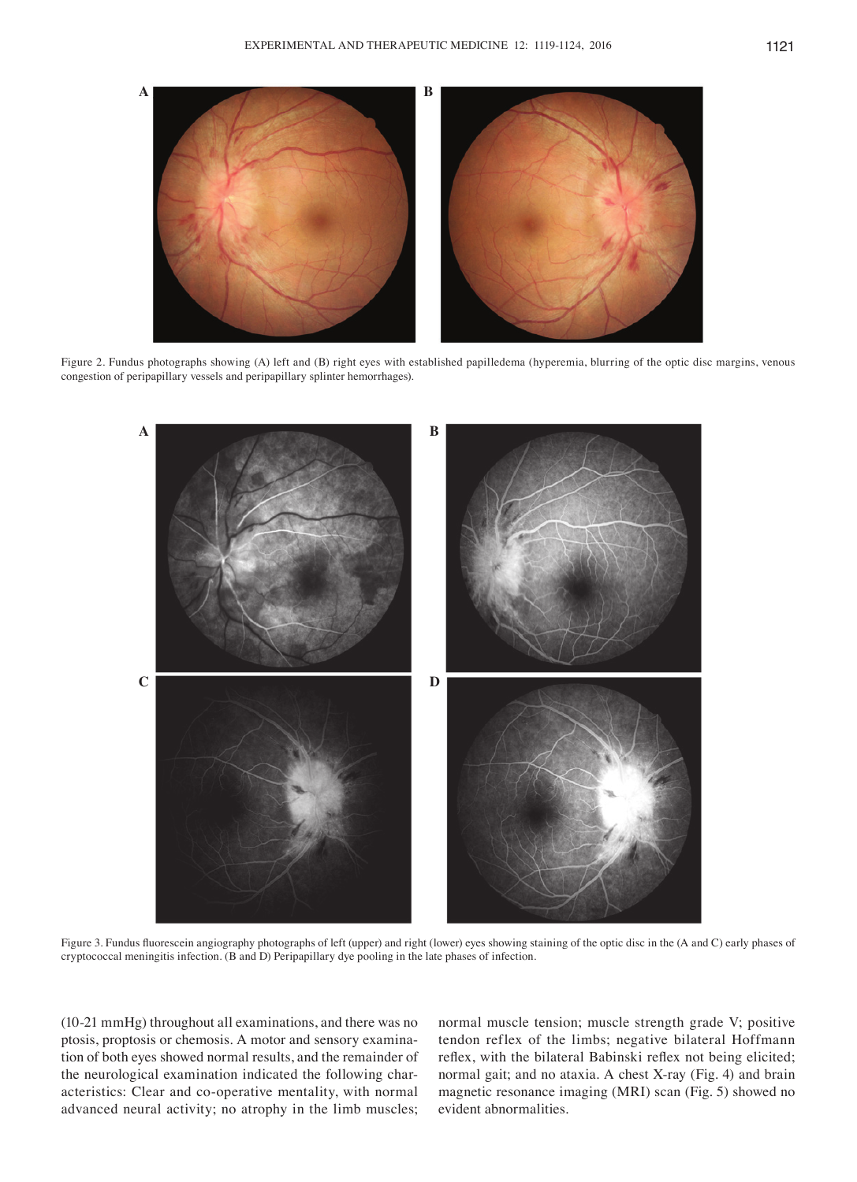Figure 2. Fundus photographs showing (A) left and (B) right eyes with established papilledema (hyperemia, blurring of the optic disc margins, venous congestion of peripapillary vessels and peripapillary splinter hemorrhages).

Figure 3. Fundus fluorescein angiography photographs of left (upper) and right (lower) eyes showing staining of the optic disc in the (A and C) early phases of cryptococcal meningitis infection. (B and D) Peripapillary dye pooling in the late phases of infection.

(10-21 mmHg) throughout all examinations, and there was no ptosis, proptosis or chemosis. A motor and sensory examination of both eyes showed normal results, and the remainder of the neurological examination indicated the following characteristics: Clear and co-operative mentality, with normal advanced neural activity; no atrophy in the limb muscles; normal muscle tension; muscle strength grade V; positive tendon reflex of the limbs; negative bilateral Hoffmann reflex, with the bilateral Babinski reflex not being elicited; normal gait; and no ataxia. A chest X-ray (Fig. 4) and brain magnetic resonance imaging (MRI) scan (Fig. 5) showed no evident abnormalities.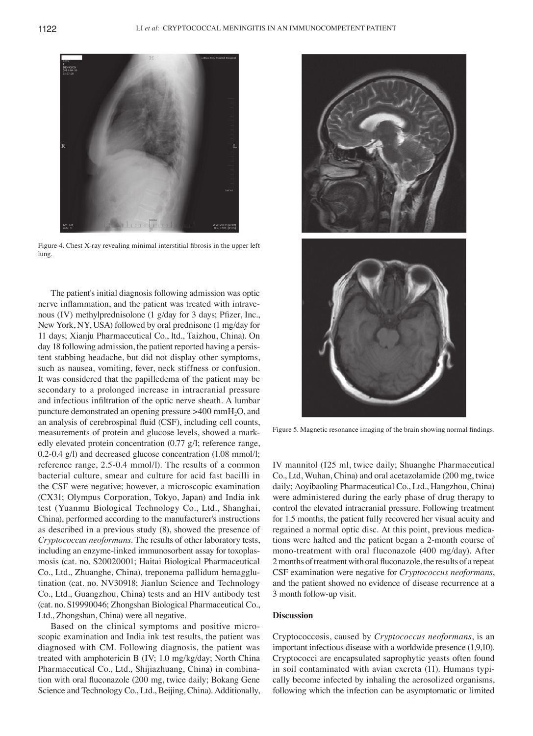Figure 4. Chest X-ray revealing minimal interstitial fibrosis in the upper left lung.

The patient's initial diagnosis following admission was optic nerve inflammation, and the patient was treated with intravenous (IV) methylprednisolone (1 g/day for 3 days; Pfizer, Inc., New York, NY, USA) followed by oral prednisone (1 mg/day for 11 days; Xianju Pharmaceutical Co., ltd., Taizhou, China). On day 18 following admission, the patient reported having a persistent stabbing headache, but did not display other symptoms, such as nausea, vomiting, fever, neck stiffness or confusion. It was considered that the papilledema of the patient may be secondary to a prolonged increase in intracranial pressure and infectious infiltration of the optic nerve sheath. A lumbar puncture demonstrated an opening pressure >400 $mmH_2O$, and an analysis of cerebrospinal fluid (CSF), including cell counts, measurements of protein and glucose levels, showed a markedly elevated protein concentration (0.77 g/l; reference range, 0.2-0.4 g/l) and decreased glucose concentration (1.08 mmol/l; reference range, 2.5-0.4 mmol/l). The results of a common bacterial culture, smear and culture for acid fast bacilli in the CSF were negative; however, a microscopic examination (CX31; Olympus Corporation, Tokyo, Japan) and India ink test (Yuanmu Biological Technology Co., Ltd., Shanghai, China), performed according to the manufacturer's instructions as described in a previous study (8), showed the presence of *Cryptococcus neoformans*. The results of other laboratory tests, including an enzyme-linked immunosorbent assay for toxoplasmosis (cat. no. S20020001; Haitai Biological Pharmaceutical Co., Ltd., Zhuanghe, China), treponema pallidum hemagglutination (cat. no. NV30918; Jianlun Science and Technology Co., Ltd., Guangzhou, China) tests and an HIV antibody test (cat. no. S19990046; Zhongshan Biological Pharmaceutical Co., Ltd., Zhongshan, China) were all negative.

Based on the clinical symptoms and positive microscopic examination and India ink test results, the patient was diagnosed with CM. Following diagnosis, the patient was treated with amphotericin B (IV; 1.0 mg/kg/day; North China Pharmaceutical Co., Ltd., Shijiazhuang, China) in combination with oral fluconazole (200 mg, twice daily; Bokang Gene Science and Technology Co., Ltd., Beijing, China). Additionally, IV mannitol (125 ml, twice daily; Shuanghe Pharmaceutical Co., Ltd, Wuhan, China) and oral acetazolamide (200 mg, twice daily; Aoyibaoling Pharmaceutical Co., Ltd., Hangzhou, China) were administered during the early phase of drug therapy to control the elevated intracranial pressure. Following treatment for 1.5 months, the patient fully recovered her visual acuity and regained a normal optic disc. At this point, previous medications were halted and the patient began a 2-month course of mono-treatment with oral fluconazole (400 mg/day). After 2 months of treatment with oral fluconazole, the results of a repeat CSF examination were negative for *Cryptococcus neoformans*, and the patient showed no evidence of disease recurrence at a 3 month follow-up visit.

Figure 5. Magnetic resonance imaging of the brain showing normal findings.

## Discussion

Cryptococcosis, caused by *Cryptococcus neoformans*, is an important infectious disease with a worldwide presence (1,9,10). Cryptococci are encapsulated saprophytic yeasts often found in soil contaminated with avian excreta (11). Humans typically become infected by inhaling the aerosolized organisms, following which the infection can be asymptomatic or limited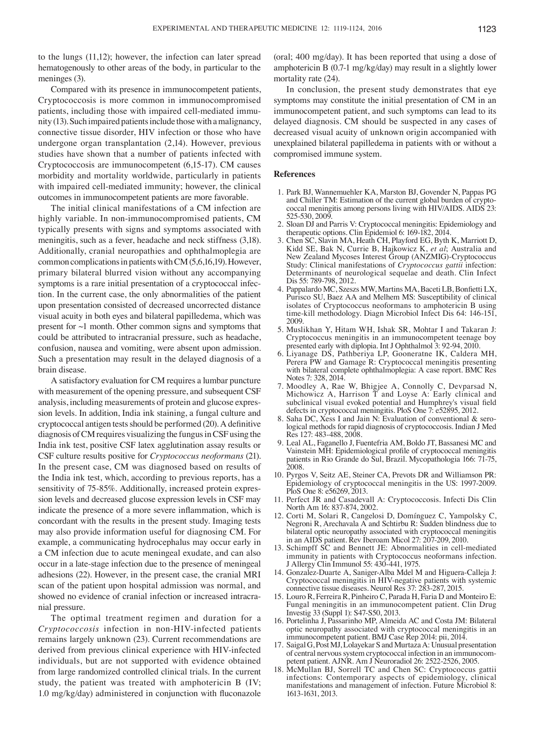to the lungs (11,12); however, the infection can later spread hematogenously to other areas of the body, in particular to the meninges (3).

Compared with its presence in immunocompetent patients, Cryptococcosis is more common in immunocompromised patients, including those with impaired cell-mediated immunity (13). Such impaired patients include those with a malignancy, connective tissue disorder, HIV infection or those who have undergone organ transplantation (2,14). However, previous studies have shown that a number of patients infected with Cryptococcosis are immunocompetent (6,15-17). CM causes morbidity and mortality worldwide, particularly in patients with impaired cell-mediated immunity; however, the clinical outcomes in immunocompetent patients are more favorable.

The initial clinical manifestations of a CM infection are highly variable. In non-immunocompromised patients, CM typically presents with signs and symptoms associated with meningitis, such as a fever, headache and neck stiffness (3,18). Additionally, cranial neuropathies and ophthalmoplegia are common complications in patients with CM (5,6,16,19). However, primary bilateral blurred vision without any accompanying symptoms is a rare initial presentation of a cryptococcal infection. In the current case, the only abnormalities of the patient upon presentation consisted of decreased uncorrected distance visual acuity in both eyes and bilateral papilledema, which was present for ~1 month. Other common signs and symptoms that could be attributed to intracranial pressure, such as headache, confusion, nausea and vomiting, were absent upon admission. Such a presentation may result in the delayed diagnosis of a brain disease.

A satisfactory evaluation for CM requires a lumbar puncture with measurement of the opening pressure, and subsequent CSF analysis, including measurements of protein and glucose expression levels. In addition, India ink staining, a fungal culture and cryptococcal antigen tests should be performed (20). A definitive diagnosis of CM requires visualizing the fungus in CSF using the India ink test, positive CSF latex agglutination assay results or CSF culture results positive for *Cryptococcus neoformans* (21). In the present case, CM was diagnosed based on results of the India ink test, which, according to previous reports, has a sensitivity of 75-85%. Additionally, increased protein expression levels and decreased glucose expression levels in CSF may indicate the presence of a more severe inflammation, which is concordant with the results in the present study. Imaging tests may also provide information useful for diagnosing CM. For example, a communicating hydrocephalus may occur early in a CM infection due to acute meningeal exudate, and can also occur in a late-stage infection due to the presence of meningeal adhesions (22). However, in the present case, the cranial MRI scan of the patient upon hospital admission was normal, and showed no evidence of cranial infection or increased intracranial pressure.

The optimal treatment regimen and duration for a *Cryptococcosis* infection in non-HIV-infected patients remains largely unknown (23). Current recommendations are derived from previous clinical experience with HIV-infected individuals, but are not supported with evidence obtained from large randomized controlled clinical trials. In the current study, the patient was treated with amphotericin B (IV; 1.0 mg/kg/day) administered in conjunction with fluconazole (oral; 400 mg/day). It has been reported that using a dose of amphotericin B (0.7-1 mg/kg/day) may result in a slightly lower mortality rate (24).

In conclusion, the present study demonstrates that eye symptoms may constitute the initial presentation of CM in an immunocompetent patient, and such symptoms can lead to its delayed diagnosis. CM should be suspected in any cases of decreased visual acuity of unknown origin accompanied with unexplained bilateral papilledema in patients with or without a compromised immune system.

## References

1. Park BJ, Wannemuehler KA, Marston BJ, Govender N, Pappas PG and Chiller TM: Estimation of the current global burden of cryptococcal meningitis among persons living with HIV/AIDS. AIDS 23: 525-530, 2009.
2. Sloan DJ and Parris V: Cryptococcal meningitis: Epidemiology and therapeutic options. Clin Epidemiol 6: 169-182, 2014.
3. Chen SC, Slavin MA, Heath CH, Playford EG, Byth K, Marriott D, Kidd SE, Bak N, Currie B, Hajkowicz K, *et al*; Australia and New Zealand Mycoses Interest Group (ANZMIG)-Cryptococcus Study: Clinical manifestations of *Cryptococcus gattii* infection: Determinants of neurological sequelae and death. Clin Infect Dis 55: 789-798, 2012.
4. Pappalardo MC, Szeszs MW, Martins MA, Baceti LB, Bonfietti LX, Purisco SU, Baez AA and Melhem MS: Susceptibility of clinical isolates of Cryptococcus neoformans to amphotericin B using time-kill methodology. Diagn Microbiol Infect Dis 64: 146-151, 2009.
5. Muslikhan Y, Hitam WH, Ishak SR, Mohtar I and Takaran J: Cryptococcus meningitis in an immunocompetent teenage boy presented early with diplopia. Int J Ophthalmol 3: 92-94, 2010.
6. Liyanage DS, Pathberiya LP, Gooneratne IK, Caldera MH, Perera PW and Gamage R: Cryptococcal meningitis presenting with bilateral complete ophthalmoplegia: A case report. BMC Res Notes 7: 328, 2014.
7. Moodley A, Rae W, Bhigjee A, Connolly C, Devparsad N, Michowicz A, Harrison T and Loyse A: Early clinical and subclinical visual evoked potential and Humphrey's visual field defects in cryptococcal meningitis. PloS One 7: e52895, 2012.
8. Saha DC, Xess I and Jain N: Evaluation of conventional & serological methods for rapid diagnosis of cryptococcosis. Indian J Med Res 127: 483-488, 2008.
9. Leal AL, Faganello J, Fuentefria AM, Boldo JT, Bassanesi MC and Vainstein MH: Epidemiological profile of cryptococcal meningitis patients in Rio Grande do Sul, Brazil. Mycopathologia 166: 71-75, 2008.
10. Pyrgos V, Seitz AE, Steiner CA, Prevots DR and Williamson PR: Epidemiology of cryptococcal meningitis in the US: 1997-2009. PloS One 8: e56269, 2013.
11. Perfect JR and Casadevall A: Cryptococcosis. Infecti Dis Clin North Am 16: 837-874, 2002.
12. Corti M, Solari R, Cangelosi D, Domínguez C, Yampolsky C, Negroni R, Arechavala A and Schtirbu R: Sudden blindness due to bilateral optic neuropathy associated with cryptococcal meningitis in an AIDS patient. Rev Iberoam Micol 27: 207-209, 2010.
13. Schimpff SC and Bennett JE: Abnormalities in cell-mediated immunity in patients with Cryptococcus neoformans infection. J Allergy Clin Immunol 55: 430-441, 1975.
14. Gonzalez-Duarte A, Saniger-Alba Mdel M and Higuera-Calleja J: Cryptococcal meningitis in HIV-negative patients with systemic connective tissue diseases. Neurol Res 37: 283-287, 2015.
15. Louro R, Ferreira R, Pinheiro C, Parada H, Faria D and Monteiro E: Fungal meningitis in an immunocompetent patient. Clin Drug Investig 33 (Suppl 1): S47-S50, 2013.
16. Portelinha J, Passarinho MP, Almeida AC and Costa JM: Bilateral optic neuropathy associated with cryptococcal meningitis in an immunocompetent patient. BMJ Case Rep 2014: pii, 2014.
17. Saigal G, Post MJ, Lolayekar S and Murtaza A: Unusual presentation of central nervous system cryptococcal infection in an immunocompetent patient. AJNR. Am J Neuroradiol 26: 2522-2526, 2005.
18. McMullan BJ, Sorrell TC and Chen SC: Cryptococcus gattii infections: Contemporary aspects of epidemiology, clinical manifestations and management of infection. Future Microbiol 8: 1613-1631, 2013.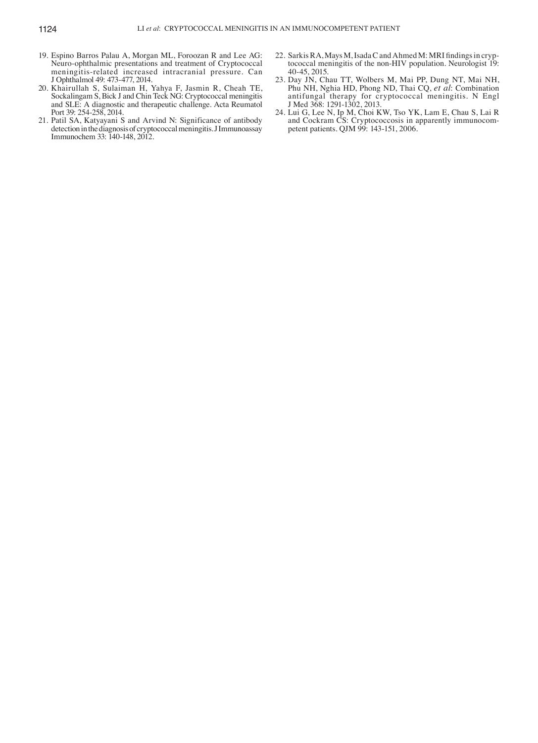19. Espino Barros Palau A, Morgan ML, Foroozan R and Lee AG: Neuro-ophthalmic presentations and treatment of Cryptococcal meningitis-related increased intracranial pressure. Can J Ophthalmol 49: 473-477, 2014.
20. Khairullah S, Sulaiman H, Yahya F, Jasmin R, Cheah TE, Sockalingam S, Bick J and Chin Teck NG: Cryptococcal meningitis and SLE: A diagnostic and therapeutic challenge. Acta Reumatol Port 39: 254-258, 2014.
21. Patil SA, Katyayani S and Arvind N: Significance of antibody detection in the diagnosis of cryptococcal meningitis. J Immunoassay Immunochem 33: 140-148, 2012.
22. Sarkis RA, Mays M, Isada C and Ahmed M: MRI findings in cryptococcal meningitis of the non-HIV population. Neurologist 19: 40-45, 2015.
23. Day JN, Chau TT, Wolbers M, Mai PP, Dung NT, Mai NH, Phu NH, Nghia HD, Phong ND, Thai CQ, *et al*: Combination antifungal therapy for cryptococcal meningitis. N Engl J Med 368: 1291-1302, 2013.
24. Lui G, Lee N, Ip M, Choi KW, Tso YK, Lam E, Chau S, Lai R and Cockram CS: Cryptococcosis in apparently immunocompetent patients. QJM 99: 143-151, 2006.